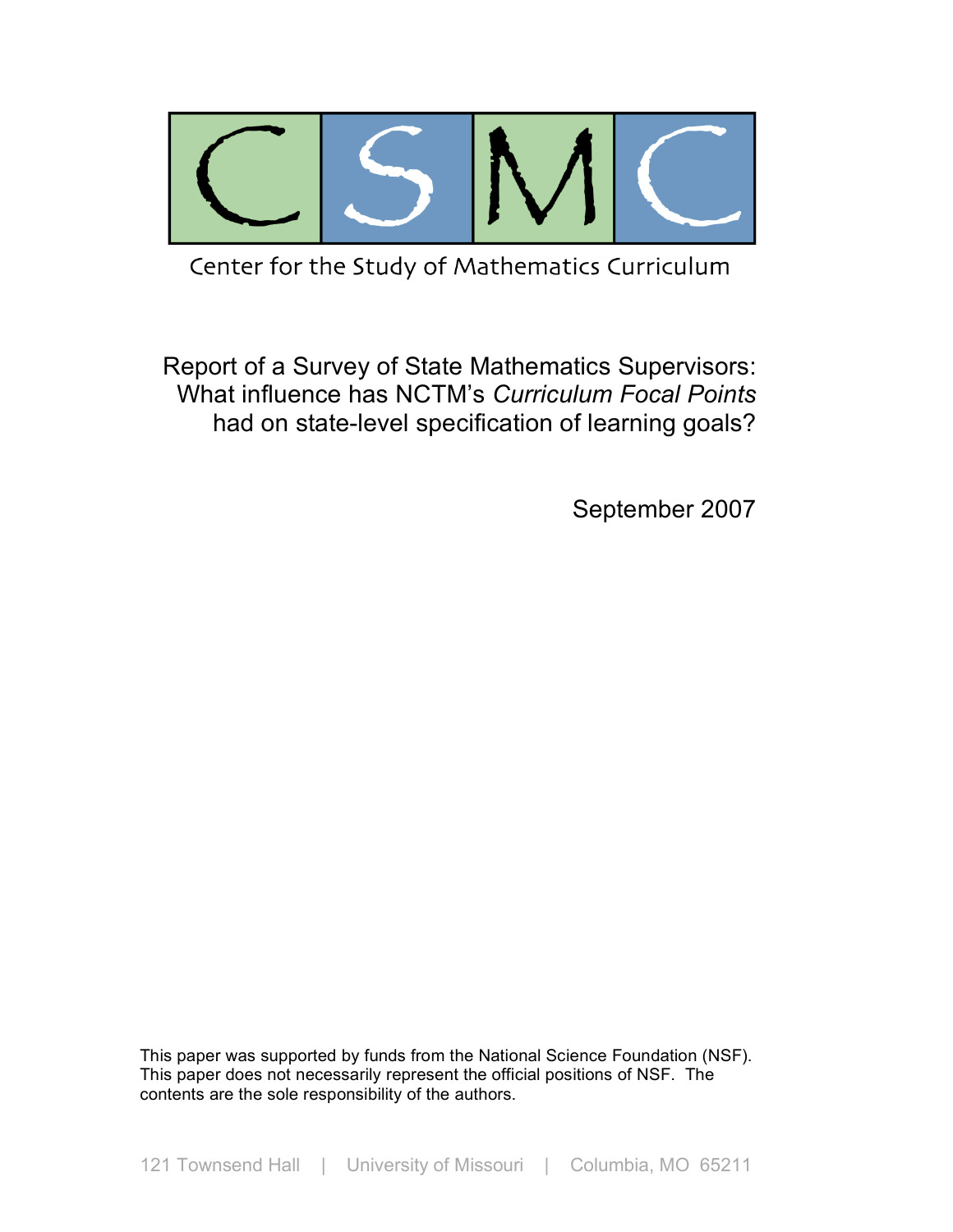CSMC

Center for the Study of Mathematics Curriculum

# Report of a Survey of State Mathematics Supervisors: What influence has NCTM's *Curriculum Focal Points* had on state-level specification of learning goals?

September 2007

This paper was supported by funds from the National Science Foundation (NSF). This paper does not necessarily represent the official positions of NSF. The contents are the sole responsibility of the authors.

121 Townsend Hall | University of Missouri | Columbia, MO 65211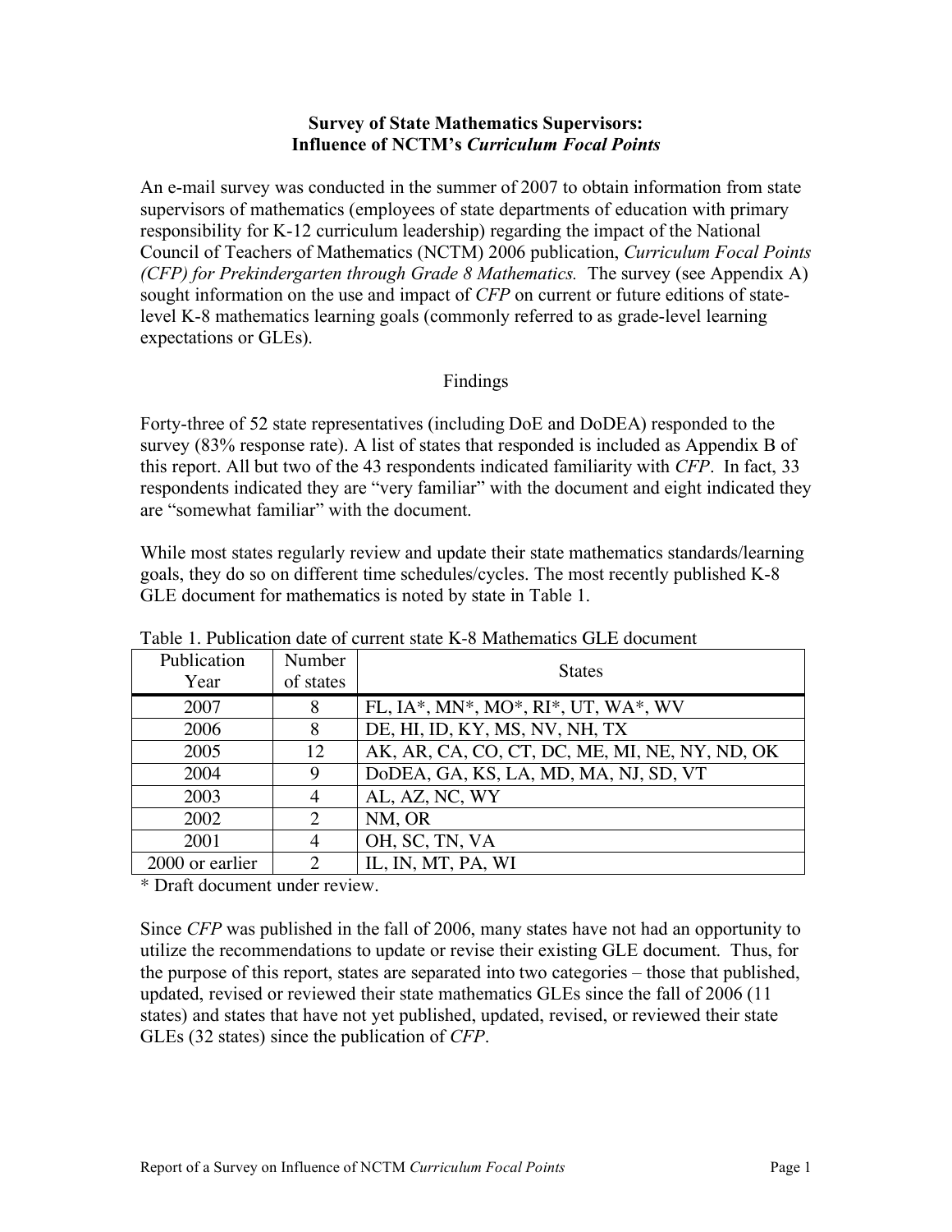**Survey of State Mathematics Supervisors:**
**Influence of NCTM's *Curriculum Focal Points***

An e-mail survey was conducted in the summer of 2007 to obtain information from state supervisors of mathematics (employees of state departments of education with primary responsibility for K-12 curriculum leadership) regarding the impact of the National Council of Teachers of Mathematics (NCTM) 2006 publication, *Curriculum Focal Points (CFP) for Prekindergarten through Grade 8 Mathematics.* The survey (see Appendix A) sought information on the use and impact of *CFP* on current or future editions of state-level K-8 mathematics learning goals (commonly referred to as grade-level learning expectations or GLEs).

Findings

Forty-three of 52 state representatives (including DoE and DoDEA) responded to the survey (83% response rate). A list of states that responded is included as Appendix B of this report. All but two of the 43 respondents indicated familiarity with *CFP*. In fact, 33 respondents indicated they are "very familiar" with the document and eight indicated they are "somewhat familiar" with the document.

While most states regularly review and update their state mathematics standards/learning goals, they do so on different time schedules/cycles. The most recently published K-8 GLE document for mathematics is noted by state in Table 1.

Table 1. Publication date of current state K-8 Mathematics GLE document

| Publication Year | Number of states | States |
|---|---|---|
| 2007 | 8 | FL, IA*, MN*, MO*, RI*, UT, WA*, WV |
| 2006 | 8 | DE, HI, ID, KY, MS, NV, NH, TX |
| 2005 | 12 | AK, AR, CA, CO, CT, DC, ME, MI, NE, NY, ND, OK |
| 2004 | 9 | DoDEA, GA, KS, LA, MD, MA, NJ, SD, VT |
| 2003 | 4 | AL, AZ, NC, WY |
| 2002 | 2 | NM, OR |
| 2001 | 4 | OH, SC, TN, VA |
| 2000 or earlier | 2 | IL, IN, MT, PA, WI |

\* Draft document under review.

Since *CFP* was published in the fall of 2006, many states have not had an opportunity to utilize the recommendations to update or revise their existing GLE document. Thus, for the purpose of this report, states are separated into two categories – those that published, updated, revised or reviewed their state mathematics GLEs since the fall of 2006 (11 states) and states that have not yet published, updated, revised, or reviewed their state GLEs (32 states) since the publication of *CFP*.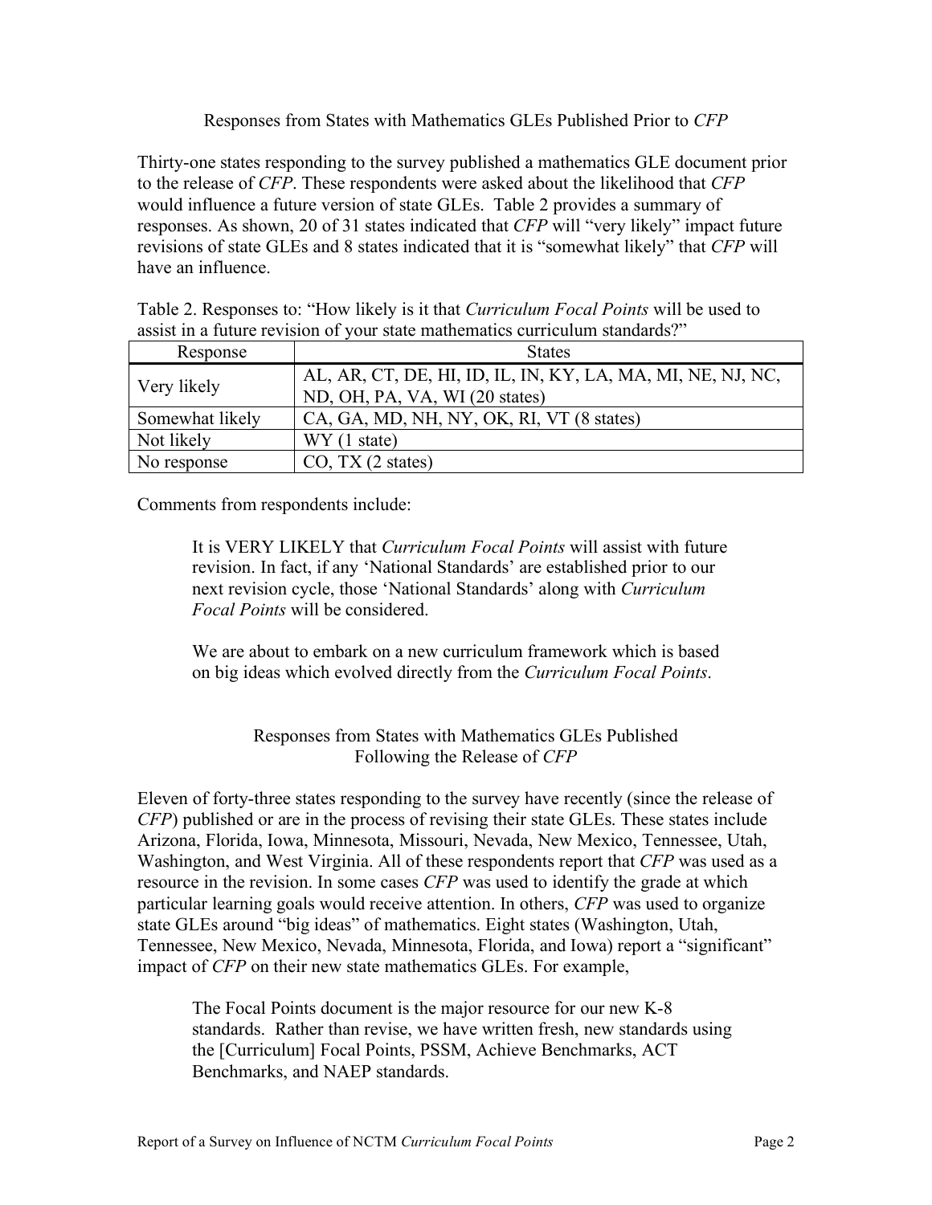## Responses from States with Mathematics GLEs Published Prior to *CFP*

Thirty-one states responding to the survey published a mathematics GLE document prior to the release of *CFP*. These respondents were asked about the likelihood that *CFP* would influence a future version of state GLEs. Table 2 provides a summary of responses. As shown, 20 of 31 states indicated that *CFP* will "very likely" impact future revisions of state GLEs and 8 states indicated that it is "somewhat likely" that *CFP* will have an influence.

Table 2. Responses to: "How likely is it that *Curriculum Focal Points* will be used to assist in a future revision of your state mathematics curriculum standards?"

| Response | States |
|---|---|
| Very likely | AL, AR, CT, DE, HI, ID, IL, IN, KY, LA, MA, MI, NE, NJ, NC, ND, OH, PA, VA, WI (20 states) |
| Somewhat likely | CA, GA, MD, NH, NY, OK, RI, VT (8 states) |
| Not likely | WY (1 state) |
| No response | CO, TX (2 states) |

Comments from respondents include:

> It is VERY LIKELY that *Curriculum Focal Points* will assist with future revision. In fact, if any 'National Standards' are established prior to our next revision cycle, those 'National Standards' along with *Curriculum Focal Points* will be considered.

> We are about to embark on a new curriculum framework which is based on big ideas which evolved directly from the *Curriculum Focal Points*.

## Responses from States with Mathematics GLEs Published Following the Release of *CFP*

Eleven of forty-three states responding to the survey have recently (since the release of *CFP*) published or are in the process of revising their state GLEs. These states include Arizona, Florida, Iowa, Minnesota, Missouri, Nevada, New Mexico, Tennessee, Utah, Washington, and West Virginia. All of these respondents report that *CFP* was used as a resource in the revision. In some cases *CFP* was used to identify the grade at which particular learning goals would receive attention. In others, *CFP* was used to organize state GLEs around "big ideas" of mathematics. Eight states (Washington, Utah, Tennessee, New Mexico, Nevada, Minnesota, Florida, and Iowa) report a "significant" impact of *CFP* on their new state mathematics GLEs. For example,

> The Focal Points document is the major resource for our new K-8 standards. Rather than revise, we have written fresh, new standards using the [Curriculum] Focal Points, PSSM, Achieve Benchmarks, ACT Benchmarks, and NAEP standards.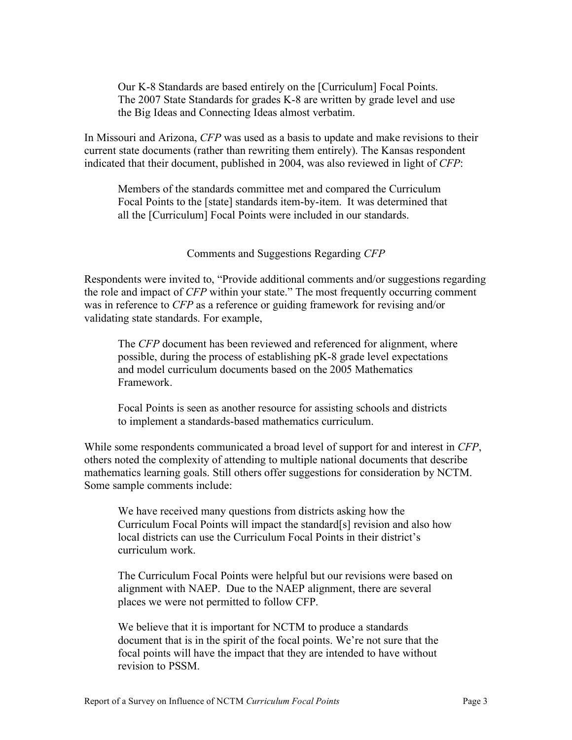> Our K-8 Standards are based entirely on the [Curriculum] Focal Points. The 2007 State Standards for grades K-8 are written by grade level and use the Big Ideas and Connecting Ideas almost verbatim.

In Missouri and Arizona, *CFP* was used as a basis to update and make revisions to their current state documents (rather than rewriting them entirely). The Kansas respondent indicated that their document, published in 2004, was also reviewed in light of *CFP*:

> Members of the standards committee met and compared the Curriculum Focal Points to the [state] standards item-by-item. It was determined that all the [Curriculum] Focal Points were included in our standards.

## Comments and Suggestions Regarding *CFP*

Respondents were invited to, "Provide additional comments and/or suggestions regarding the role and impact of *CFP* within your state." The most frequently occurring comment was in reference to *CFP* as a reference or guiding framework for revising and/or validating state standards. For example,

> The *CFP* document has been reviewed and referenced for alignment, where possible, during the process of establishing pK-8 grade level expectations and model curriculum documents based on the 2005 Mathematics Framework.

> Focal Points is seen as another resource for assisting schools and districts to implement a standards-based mathematics curriculum.

While some respondents communicated a broad level of support for and interest in *CFP*, others noted the complexity of attending to multiple national documents that describe mathematics learning goals. Still others offer suggestions for consideration by NCTM. Some sample comments include:

> We have received many questions from districts asking how the Curriculum Focal Points will impact the standard[s] revision and also how local districts can use the Curriculum Focal Points in their district's curriculum work.

> The Curriculum Focal Points were helpful but our revisions were based on alignment with NAEP. Due to the NAEP alignment, there are several places we were not permitted to follow CFP.

> We believe that it is important for NCTM to produce a standards document that is in the spirit of the focal points. We're not sure that the focal points will have the impact that they are intended to have without revision to PSSM.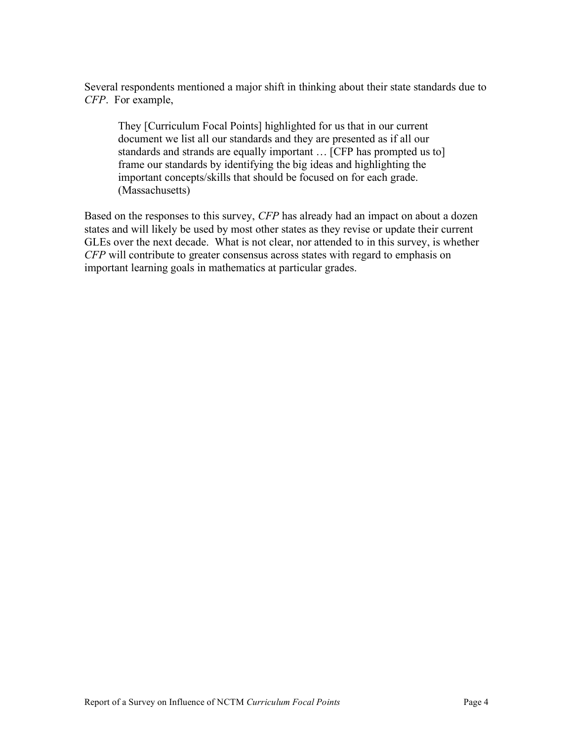Several respondents mentioned a major shift in thinking about their state standards due to *CFP*. For example,

> They [Curriculum Focal Points] highlighted for us that in our current document we list all our standards and they are presented as if all our standards and strands are equally important … [CFP has prompted us to] frame our standards by identifying the big ideas and highlighting the important concepts/skills that should be focused on for each grade. (Massachusetts)

Based on the responses to this survey, *CFP* has already had an impact on about a dozen states and will likely be used by most other states as they revise or update their current GLEs over the next decade. What is not clear, nor attended to in this survey, is whether *CFP* will contribute to greater consensus across states with regard to emphasis on important learning goals in mathematics at particular grades.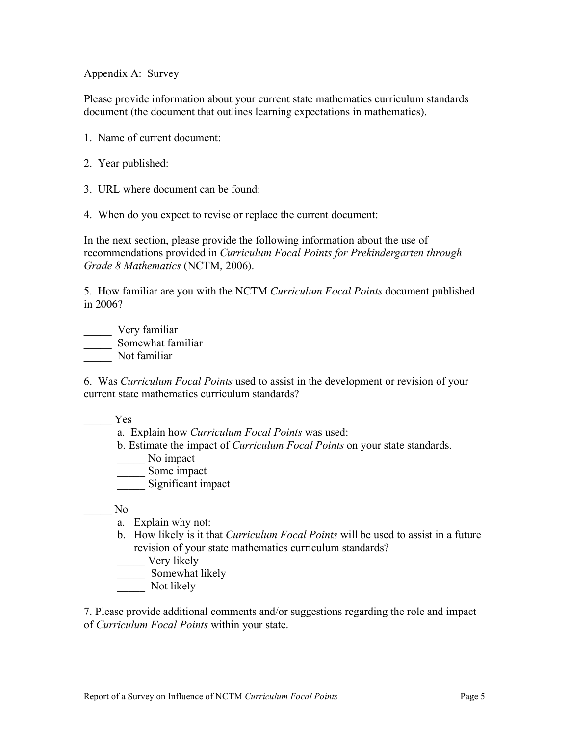## Appendix A: Survey

Please provide information about your current state mathematics curriculum standards document (the document that outlines learning expectations in mathematics).

1. Name of current document:

2. Year published:

3. URL where document can be found:

4. When do you expect to revise or replace the current document:

In the next section, please provide the following information about the use of recommendations provided in *Curriculum Focal Points for Prekindergarten through Grade 8 Mathematics* (NCTM, 2006).

5. How familiar are you with the NCTM *Curriculum Focal Points* document published in 2006?

_____ Very familiar
_____ Somewhat familiar
_____ Not familiar

6. Was *Curriculum Focal Points* used to assist in the development or revision of your current state mathematics curriculum standards?

_____ Yes

  a. Explain how *Curriculum Focal Points* was used:

  b. Estimate the impact of *Curriculum Focal Points* on your state standards.

  _____ No impact
  _____ Some impact
  _____ Significant impact

_____ No

  a. Explain why not:

  b. How likely is it that *Curriculum Focal Points* will be used to assist in a future revision of your state mathematics curriculum standards?

  _____ Very likely
  _____ Somewhat likely
  _____ Not likely

7. Please provide additional comments and/or suggestions regarding the role and impact of *Curriculum Focal Points* within your state.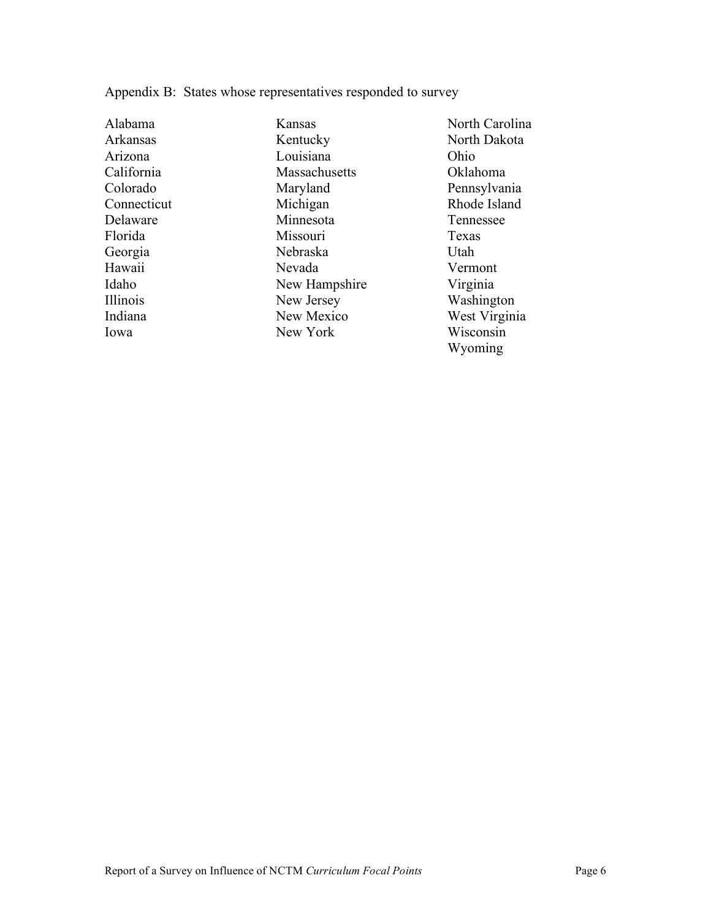Appendix B: States whose representatives responded to survey

Alabama
Arkansas
Arizona
California
Colorado
Connecticut
Delaware
Florida
Georgia
Hawaii
Idaho
Illinois
Indiana
Iowa
Kansas
Kentucky
Louisiana
Massachusetts
Maryland
Michigan
Minnesota
Missouri
Nebraska
Nevada
New Hampshire
New Jersey
New Mexico
New York
North Carolina
North Dakota
Ohio
Oklahoma
Pennsylvania
Rhode Island
Tennessee
Texas
Utah
Vermont
Virginia
Washington
West Virginia
Wisconsin
Wyoming